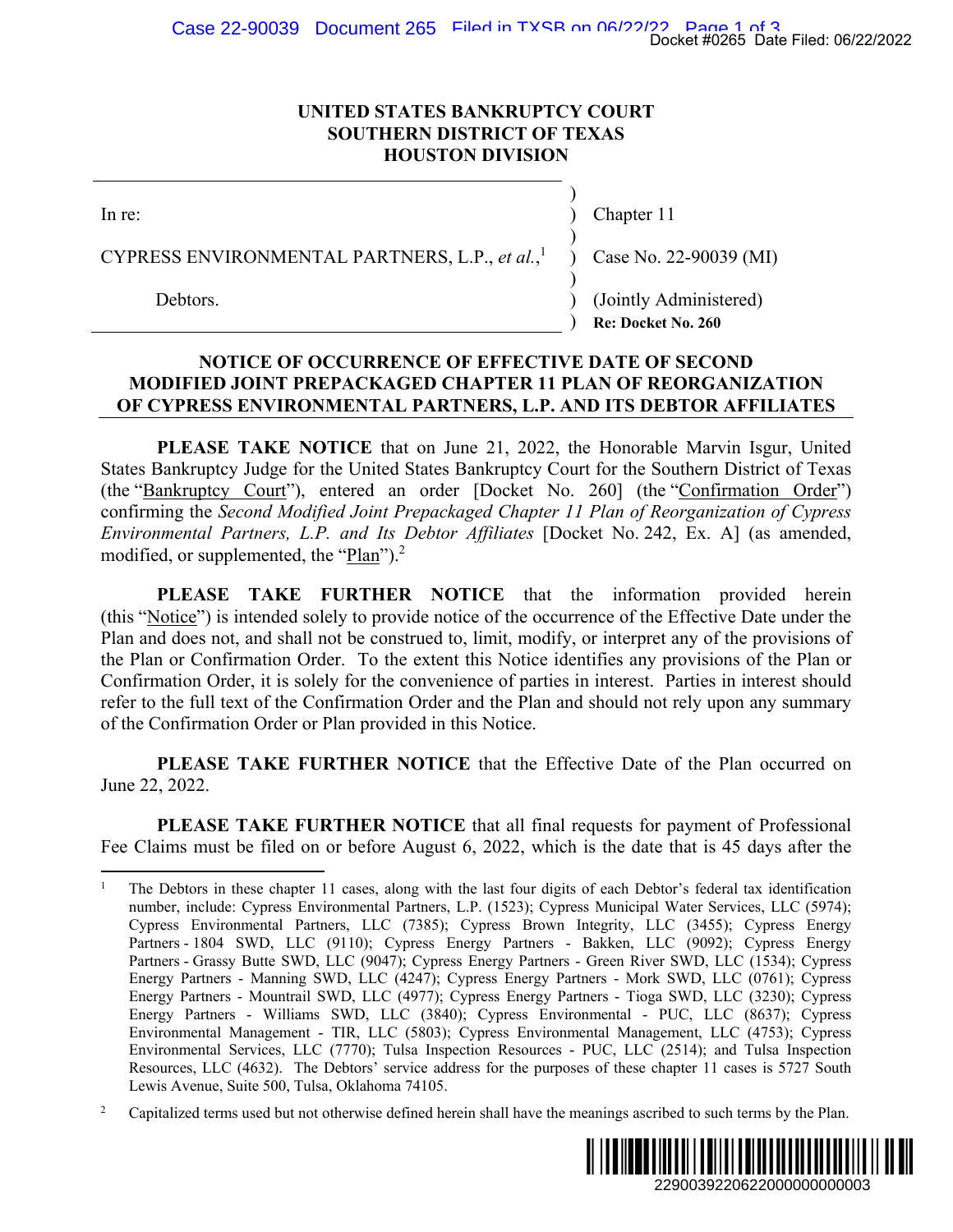**UNITED STATES BANKRUPTCY COURT**
**SOUTHERN DISTRICT OF TEXAS**
**HOUSTON DIVISION**

| | |
|---|---|
| In re: | Chapter 11 |
| CYPRESS ENVIRONMENTAL PARTNERS, L.P., *et al.*,[1] | Case No. 22-90039 (MI) |
| Debtors. | (Jointly Administered) |
| | **Re: Docket No. 260** |

## NOTICE OF OCCURRENCE OF EFFECTIVE DATE OF SECOND MODIFIED JOINT PREPACKAGED CHAPTER 11 PLAN OF REORGANIZATION OF CYPRESS ENVIRONMENTAL PARTNERS, L.P. AND ITS DEBTOR AFFILIATES

**PLEASE TAKE NOTICE** that on June 21, 2022, the Honorable Marvin Isgur, United States Bankruptcy Judge for the United States Bankruptcy Court for the Southern District of Texas (the "Bankruptcy Court"), entered an order [Docket No. 260] (the "Confirmation Order") confirming the *Second Modified Joint Prepackaged Chapter 11 Plan of Reorganization of Cypress Environmental Partners, L.P. and Its Debtor Affiliates* [Docket No. 242, Ex. A] (as amended, modified, or supplemented, the "Plan").[2]

**PLEASE TAKE FURTHER NOTICE** that the information provided herein (this "Notice") is intended solely to provide notice of the occurrence of the Effective Date under the Plan and does not, and shall not be construed to, limit, modify, or interpret any of the provisions of the Plan or Confirmation Order. To the extent this Notice identifies any provisions of the Plan or Confirmation Order, it is solely for the convenience of parties in interest. Parties in interest should refer to the full text of the Confirmation Order and the Plan and should not rely upon any summary of the Confirmation Order or Plan provided in this Notice.

**PLEASE TAKE FURTHER NOTICE** that the Effective Date of the Plan occurred on June 22, 2022.

**PLEASE TAKE FURTHER NOTICE** that all final requests for payment of Professional Fee Claims must be filed on or before August 6, 2022, which is the date that is 45 days after the

---

[1] The Debtors in these chapter 11 cases, along with the last four digits of each Debtor's federal tax identification number, include: Cypress Environmental Partners, L.P. (1523); Cypress Municipal Water Services, LLC (5974); Cypress Environmental Partners, LLC (7385); Cypress Brown Integrity, LLC (3455); Cypress Energy Partners - 1804 SWD, LLC (9110); Cypress Energy Partners - Bakken, LLC (9092); Cypress Energy Partners - Grassy Butte SWD, LLC (9047); Cypress Energy Partners - Green River SWD, LLC (1534); Cypress Energy Partners - Manning SWD, LLC (4247); Cypress Energy Partners - Mork SWD, LLC (0761); Cypress Energy Partners - Mountrail SWD, LLC (4977); Cypress Energy Partners - Tioga SWD, LLC (3230); Cypress Energy Partners - Williams SWD, LLC (3840); Cypress Environmental - PUC, LLC (8637); Cypress Environmental Management - TIR, LLC (5803); Cypress Environmental Management, LLC (4753); Cypress Environmental Services, LLC (7770); Tulsa Inspection Resources - PUC, LLC (2514); and Tulsa Inspection Resources, LLC (4632). The Debtors' service address for the purposes of these chapter 11 cases is 5727 South Lewis Avenue, Suite 500, Tulsa, Oklahoma 74105.

[2] Capitalized terms used but not otherwise defined herein shall have the meanings ascribed to such terms by the Plan.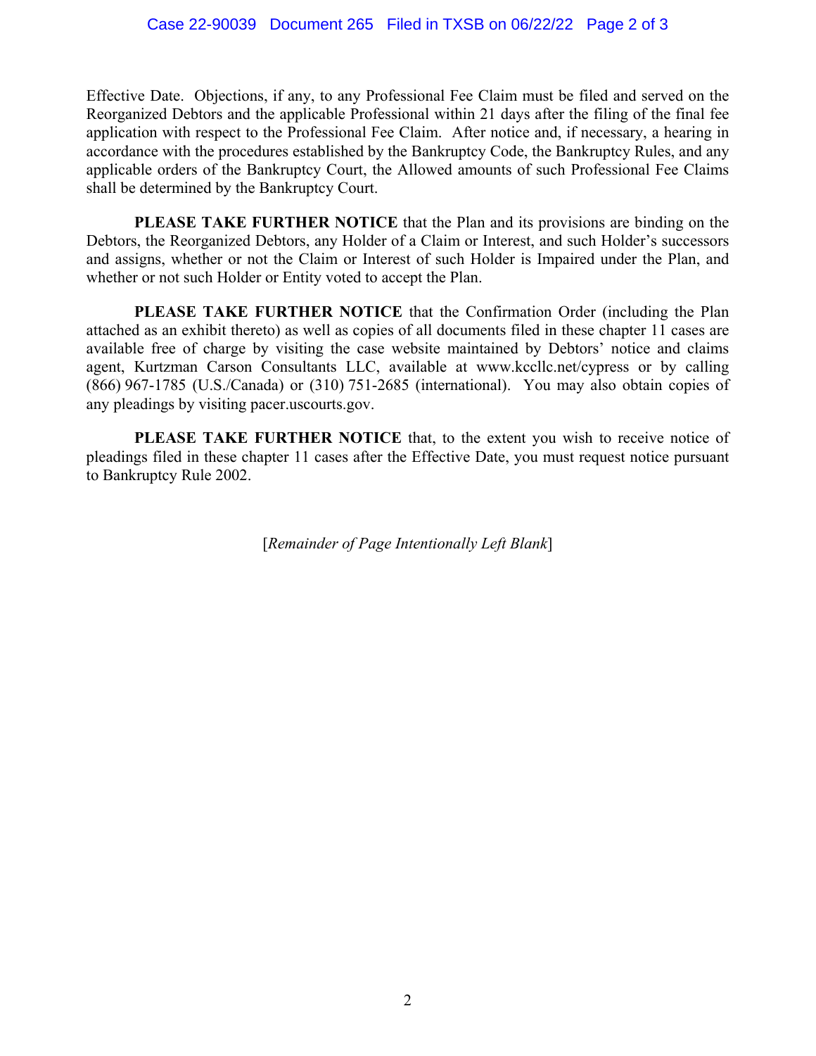Effective Date. Objections, if any, to any Professional Fee Claim must be filed and served on the Reorganized Debtors and the applicable Professional within 21 days after the filing of the final fee application with respect to the Professional Fee Claim. After notice and, if necessary, a hearing in accordance with the procedures established by the Bankruptcy Code, the Bankruptcy Rules, and any applicable orders of the Bankruptcy Court, the Allowed amounts of such Professional Fee Claims shall be determined by the Bankruptcy Court.

**PLEASE TAKE FURTHER NOTICE** that the Plan and its provisions are binding on the Debtors, the Reorganized Debtors, any Holder of a Claim or Interest, and such Holder's successors and assigns, whether or not the Claim or Interest of such Holder is Impaired under the Plan, and whether or not such Holder or Entity voted to accept the Plan.

**PLEASE TAKE FURTHER NOTICE** that the Confirmation Order (including the Plan attached as an exhibit thereto) as well as copies of all documents filed in these chapter 11 cases are available free of charge by visiting the case website maintained by Debtors' notice and claims agent, Kurtzman Carson Consultants LLC, available at www.kccllc.net/cypress or by calling (866) 967-1785 (U.S./Canada) or (310) 751-2685 (international). You may also obtain copies of any pleadings by visiting pacer.uscourts.gov.

**PLEASE TAKE FURTHER NOTICE** that, to the extent you wish to receive notice of pleadings filed in these chapter 11 cases after the Effective Date, you must request notice pursuant to Bankruptcy Rule 2002.

[*Remainder of Page Intentionally Left Blank*]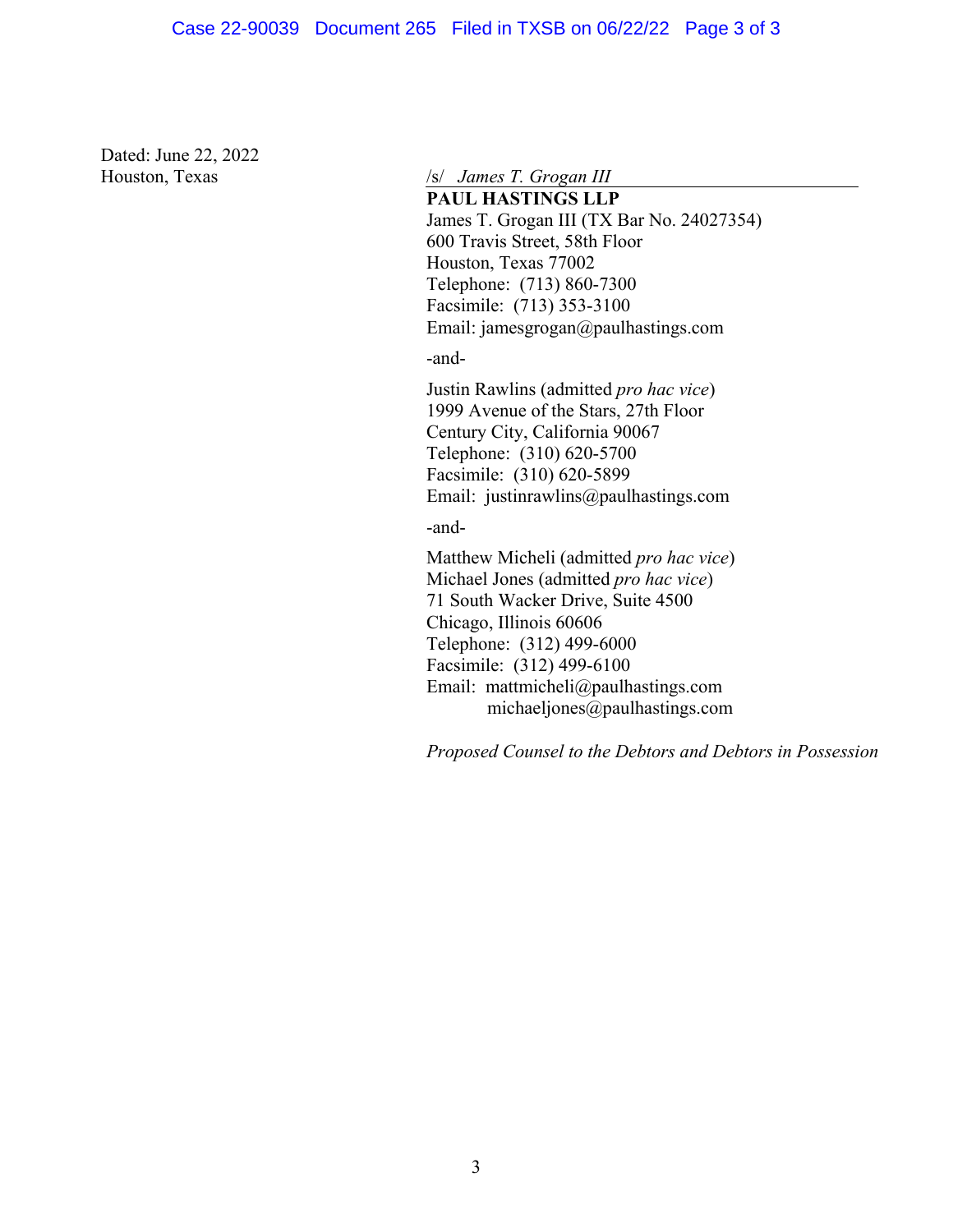Dated: June 22, 2022
Houston, Texas

/s/ *James T. Grogan III*

**PAUL HASTINGS LLP**
James T. Grogan III (TX Bar No. 24027354)
600 Travis Street, 58th Floor
Houston, Texas 77002
Telephone: (713) 860-7300
Facsimile: (713) 353-3100
Email: jamesgrogan@paulhastings.com

-and-

Justin Rawlins (admitted *pro hac vice*)
1999 Avenue of the Stars, 27th Floor
Century City, California 90067
Telephone: (310) 620-5700
Facsimile: (310) 620-5899
Email: justinrawlins@paulhastings.com

-and-

Matthew Micheli (admitted *pro hac vice*)
Michael Jones (admitted *pro hac vice*)
71 South Wacker Drive, Suite 4500
Chicago, Illinois 60606
Telephone: (312) 499-6000
Facsimile: (312) 499-6100
Email: mattmicheli@paulhastings.com
michaeljones@paulhastings.com

*Proposed Counsel to the Debtors and Debtors in Possession*